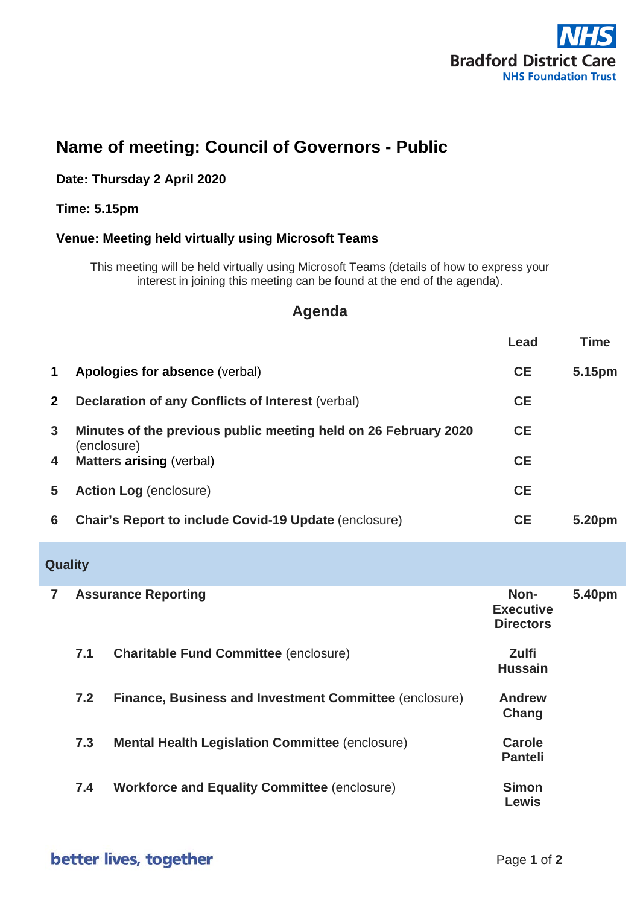Bradford District Care
NHS Foundation Trust

# Name of meeting: Council of Governors - Public

**Date: Thursday 2 April 2020**

**Time: 5.15pm**

**Venue: Meeting held virtually using Microsoft Teams**

This meeting will be held virtually using Microsoft Teams (details of how to express your interest in joining this meeting can be found at the end of the agenda).

## Agenda

| | | Lead | Time |
|---|---|---|---|
| 1 | **Apologies for absence** (verbal) | **CE** | **5.15pm** |
| 2 | **Declaration of any Conflicts of Interest** (verbal) | **CE** | |
| 3 | **Minutes of the previous public meeting held on 26 February 2020** (enclosure) | **CE** | |
| 4 | **Matters arising** (verbal) | **CE** | |
| 5 | **Action Log** (enclosure) | **CE** | |
| 6 | **Chair's Report to include Covid-19 Update** (enclosure) | **CE** | **5.20pm** |
| **Quality** | | | |
| 7 | **Assurance Reporting** | **Non-Executive Directors** | **5.40pm** |
| 7.1 | **Charitable Fund Committee** (enclosure) | **Zulfi Hussain** | |
| 7.2 | **Finance, Business and Investment Committee** (enclosure) | **Andrew Chang** | |
| 7.3 | **Mental Health Legislation Committee** (enclosure) | **Carole Panteli** | |
| 7.4 | **Workforce and Equality Committee** (enclosure) | **Simon Lewis** | |

better lives, together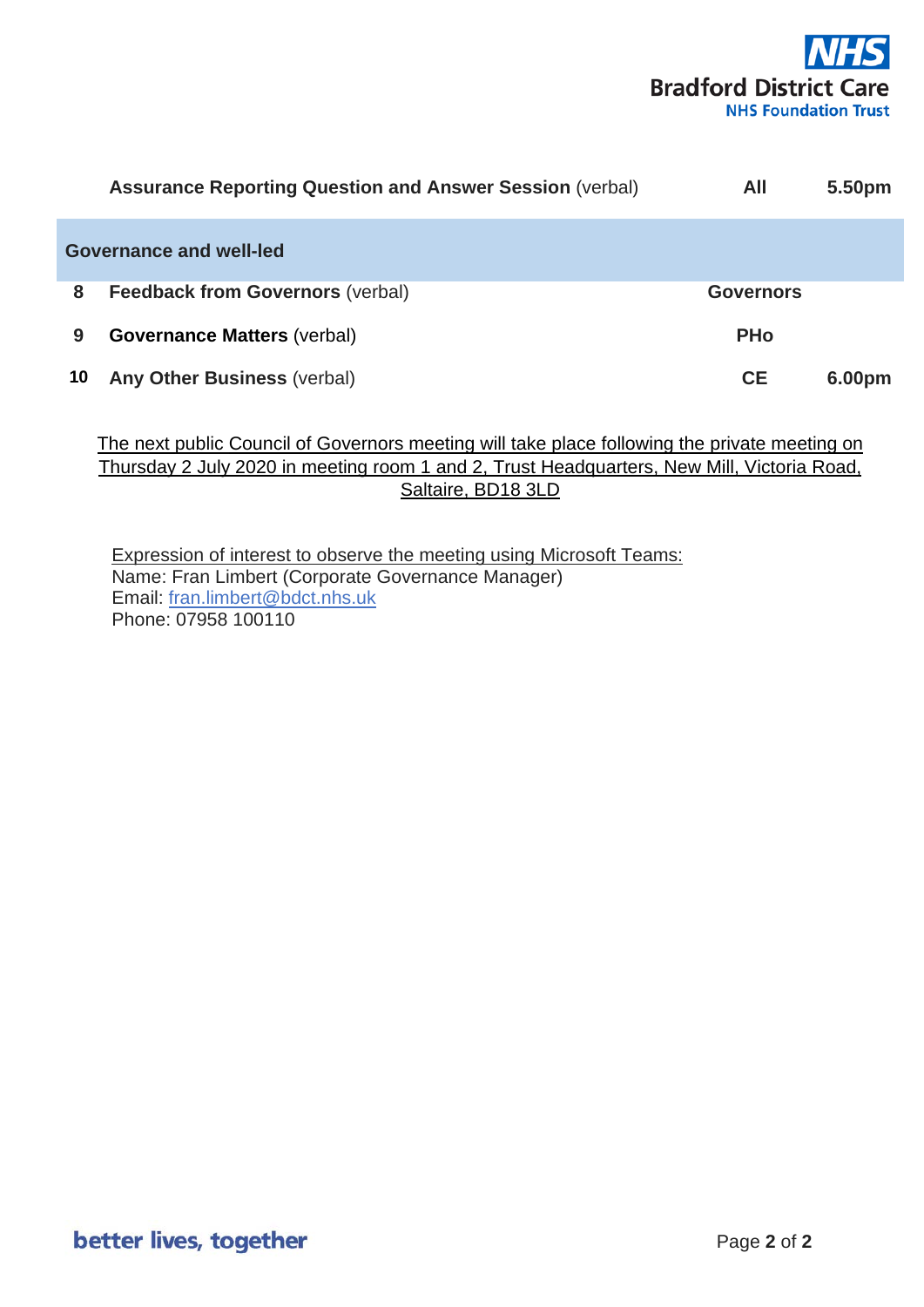| | | | |
|---|---|---|---|
| | **Assurance Reporting Question and Answer Session** (verbal) | **All** | **5.50pm** |
| **Governance and well-led** | | | |
| **8** | **Feedback from Governors** (verbal) | **Governors** | |
| **9** | **Governance Matters** (verbal) | **PHo** | |
| **10** | **Any Other Business** (verbal) | **CE** | **6.00pm** |

The next public Council of Governors meeting will take place following the private meeting on Thursday 2 July 2020 in meeting room 1 and 2, Trust Headquarters, New Mill, Victoria Road, Saltaire, BD18 3LD

Expression of interest to observe the meeting using Microsoft Teams:
Name: Fran Limbert (Corporate Governance Manager)
Email: fran.limbert@bdct.nhs.uk
Phone: 07958 100110